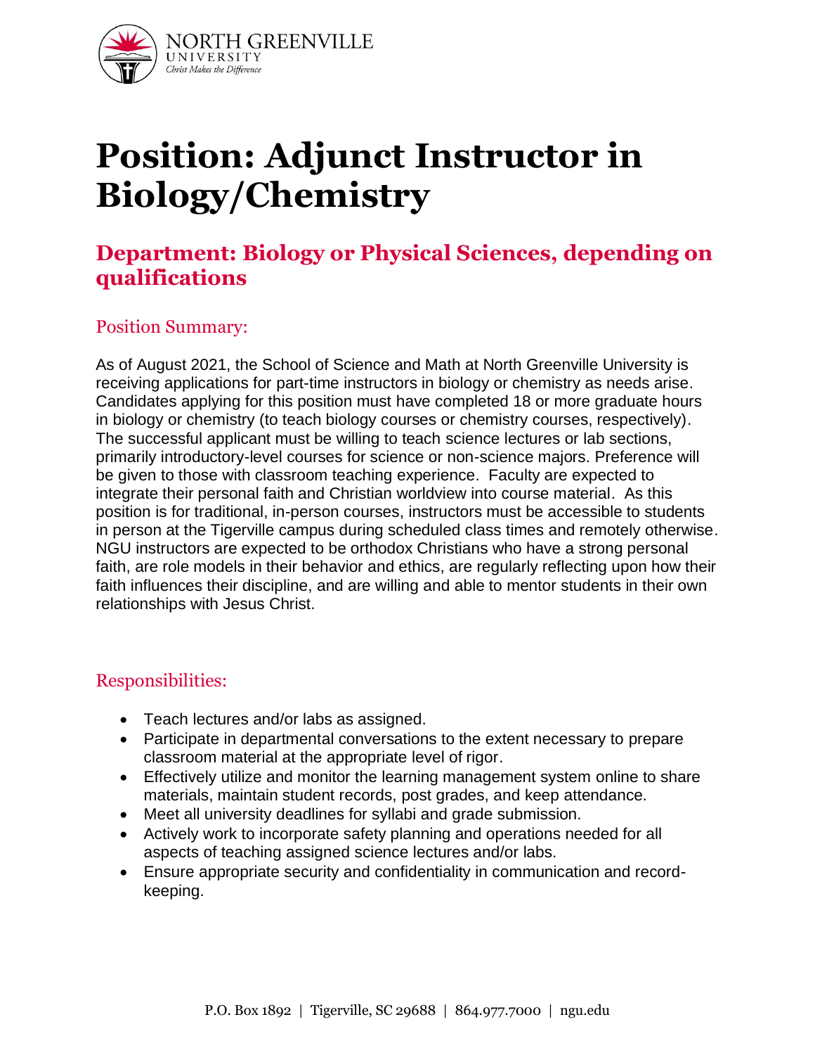# Position: Adjunct Instructor in Biology/Chemistry

## Department: Biology or Physical Sciences, depending on qualifications

### Position Summary:

As of August 2021, the School of Science and Math at North Greenville University is receiving applications for part-time instructors in biology or chemistry as needs arise. Candidates applying for this position must have completed 18 or more graduate hours in biology or chemistry (to teach biology courses or chemistry courses, respectively). The successful applicant must be willing to teach science lectures or lab sections, primarily introductory-level courses for science or non-science majors. Preference will be given to those with classroom teaching experience. Faculty are expected to integrate their personal faith and Christian worldview into course material. As this position is for traditional, in-person courses, instructors must be accessible to students in person at the Tigerville campus during scheduled class times and remotely otherwise. NGU instructors are expected to be orthodox Christians who have a strong personal faith, are role models in their behavior and ethics, are regularly reflecting upon how their faith influences their discipline, and are willing and able to mentor students in their own relationships with Jesus Christ.

### Responsibilities:

- Teach lectures and/or labs as assigned.
- Participate in departmental conversations to the extent necessary to prepare classroom material at the appropriate level of rigor.
- Effectively utilize and monitor the learning management system online to share materials, maintain student records, post grades, and keep attendance.
- Meet all university deadlines for syllabi and grade submission.
- Actively work to incorporate safety planning and operations needed for all aspects of teaching assigned science lectures and/or labs.
- Ensure appropriate security and confidentiality in communication and record-keeping.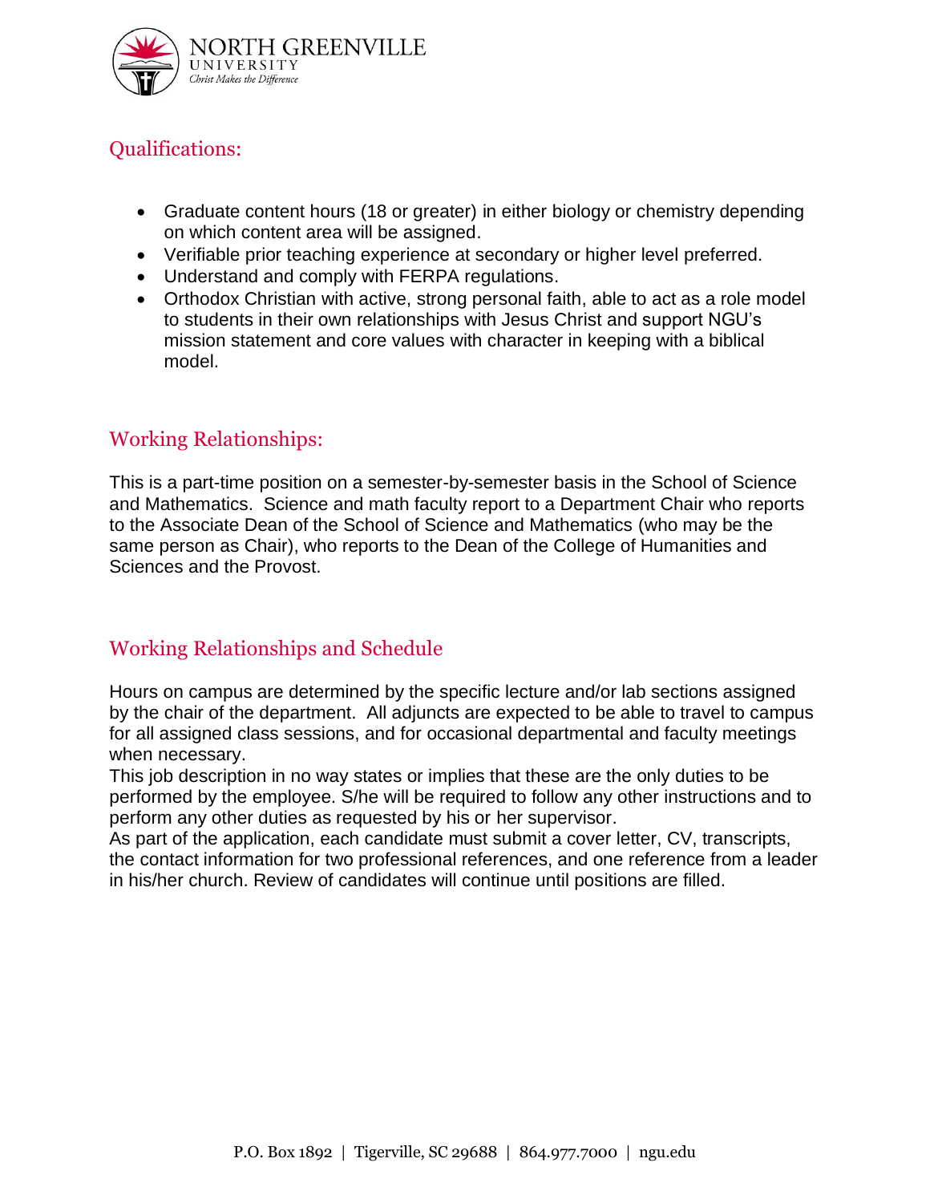## Qualifications:

- Graduate content hours (18 or greater) in either biology or chemistry depending on which content area will be assigned.
- Verifiable prior teaching experience at secondary or higher level preferred.
- Understand and comply with FERPA regulations.
- Orthodox Christian with active, strong personal faith, able to act as a role model to students in their own relationships with Jesus Christ and support NGU's mission statement and core values with character in keeping with a biblical model.

## Working Relationships:

This is a part-time position on a semester-by-semester basis in the School of Science and Mathematics. Science and math faculty report to a Department Chair who reports to the Associate Dean of the School of Science and Mathematics (who may be the same person as Chair), who reports to the Dean of the College of Humanities and Sciences and the Provost.

## Working Relationships and Schedule

Hours on campus are determined by the specific lecture and/or lab sections assigned by the chair of the department. All adjuncts are expected to be able to travel to campus for all assigned class sessions, and for occasional departmental and faculty meetings when necessary.

This job description in no way states or implies that these are the only duties to be performed by the employee. S/he will be required to follow any other instructions and to perform any other duties as requested by his or her supervisor.

As part of the application, each candidate must submit a cover letter, CV, transcripts, the contact information for two professional references, and one reference from a leader in his/her church. Review of candidates will continue until positions are filled.